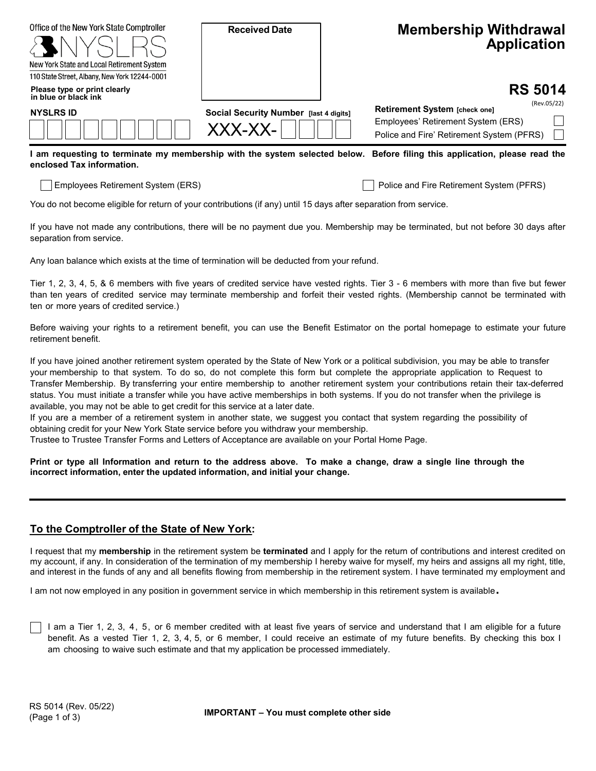Office of the New York State Comptroller

NYSLRS

New York State and Local Retirement System

110 State Street, Albany, New York 12244-0001

**Please type or print clearly in blue or black ink**

**Received Date**

# Membership Withdrawal Application

## RS 5014

(Rev.05/22)

**NYSLRS ID** ☐☐☐☐☐☐☐☐

**Social Security Number [last 4 digits]** XXX-XX-☐☐☐☐

**Retirement System [check one]**
- Employees' Retirement System (ERS) ☐
- Police and Fire' Retirement System (PFRS) ☐

**I am requesting to terminate my membership with the system selected below. Before filing this application, please read the enclosed Tax information.**

☐ Employees Retirement System (ERS) ☐ Police and Fire Retirement System (PFRS)

You do not become eligible for return of your contributions (if any) until 15 days after separation from service.

If you have not made any contributions, there will be no payment due you. Membership may be terminated, but not before 30 days after separation from service.

Any loan balance which exists at the time of termination will be deducted from your refund.

Tier 1, 2, 3, 4, 5, & 6 members with five years of credited service have vested rights. Tier 3 - 6 members with more than five but fewer than ten years of credited service may terminate membership and forfeit their vested rights. (Membership cannot be terminated with ten or more years of credited service.)

Before waiving your rights to a retirement benefit, you can use the Benefit Estimator on the portal homepage to estimate your future retirement benefit.

If you have joined another retirement system operated by the State of New York or a political subdivision, you may be able to transfer your membership to that system. To do so, do not complete this form but complete the appropriate application to Request to Transfer Membership. By transferring your entire membership to another retirement system your contributions retain their tax-deferred status. You must initiate a transfer while you have active memberships in both systems. If you do not transfer when the privilege is available, you may not be able to get credit for this service at a later date.

If you are a member of a retirement system in another state, we suggest you contact that system regarding the possibility of obtaining credit for your New York State service before you withdraw your membership.

Trustee to Trustee Transfer Forms and Letters of Acceptance are available on your Portal Home Page.

**Print or type all Information and return to the address above. To make a change, draw a single line through the incorrect information, enter the updated information, and initial your change.**

---

## To the Comptroller of the State of New York:

I request that my **membership** in the retirement system be **terminated** and I apply for the return of contributions and interest credited on my account, if any. In consideration of the termination of my membership I hereby waive for myself, my heirs and assigns all my right, title, and interest in the funds of any and all benefits flowing from membership in the retirement system. I have terminated my employment and I am not now employed in any position in government service in which membership in this retirement system is available.

☐ I am a Tier 1, 2, 3, 4, 5, or 6 member credited with at least five years of service and understand that I am eligible for a future benefit. As a vested Tier 1, 2, 3, 4, 5, or 6 member, I could receive an estimate of my future benefits. By checking this box I am choosing to waive such estimate and that my application be processed immediately.

**IMPORTANT – You must complete other side**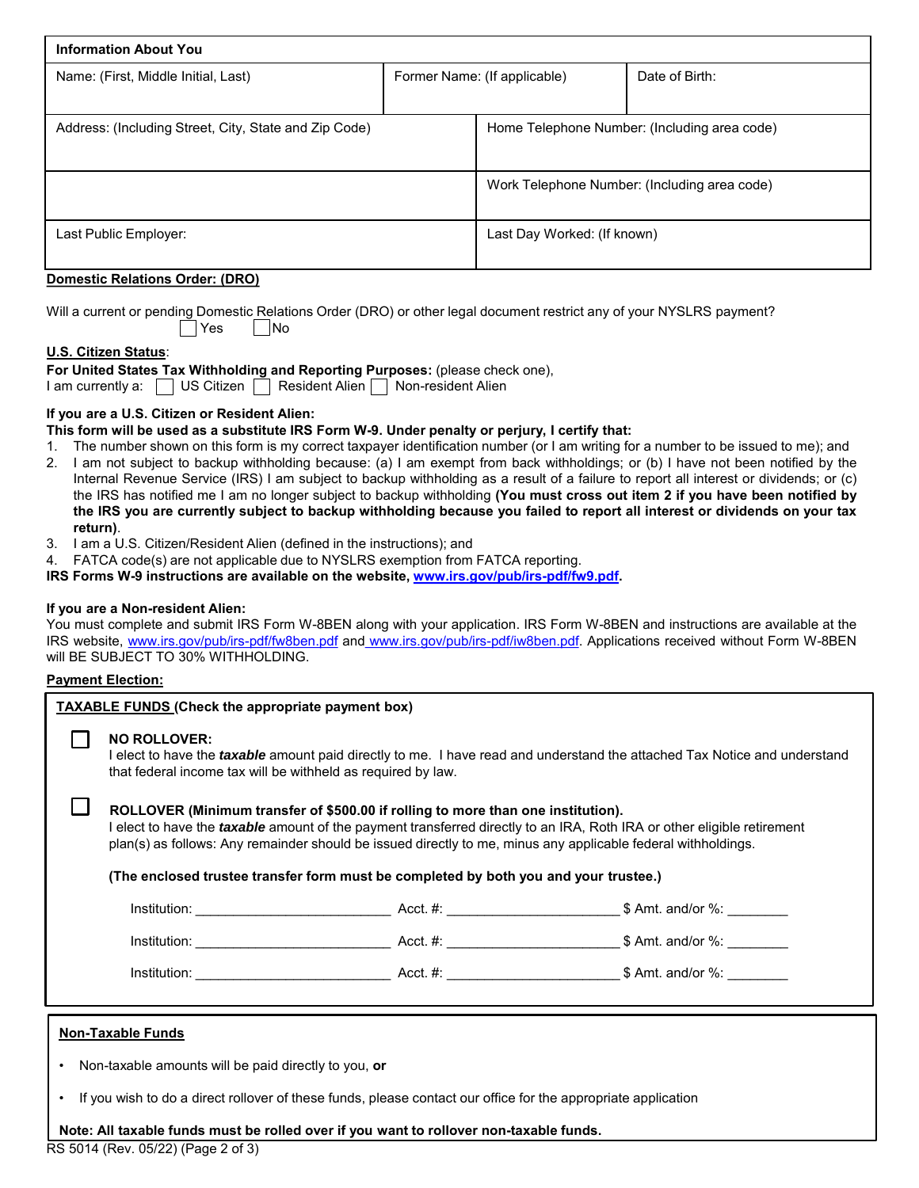| Information About You | | |
|---|---|---|
| Name: (First, Middle Initial, Last) | Former Name: (If applicable) | Date of Birth: |
| Address: (Including Street, City, State and Zip Code) | Home Telephone Number: (Including area code) | |
| | Work Telephone Number: (Including area code) | |
| Last Public Employer: | Last Day Worked: (If known) | |

**Domestic Relations Order: (DRO)**

Will a current or pending Domestic Relations Order (DRO) or other legal document restrict any of your NYSLRS payment?

☐ Yes ☐ No

**U.S. Citizen Status**:

**For United States Tax Withholding and Reporting Purposes:** (please check one),

I am currently a: ☐ US Citizen ☐ Resident Alien ☐ Non-resident Alien

**If you are a U.S. Citizen or Resident Alien:**

**This form will be used as a substitute IRS Form W-9. Under penalty or perjury, I certify that:**

1. The number shown on this form is my correct taxpayer identification number (or I am writing for a number to be issued to me); and
2. I am not subject to backup withholding because: (a) I am exempt from back withholdings; or (b) I have not been notified by the Internal Revenue Service (IRS) I am subject to backup withholding as a result of a failure to report all interest or dividends; or (c) the IRS has notified me I am no longer subject to backup withholding **(You must cross out item 2 if you have been notified by the IRS you are currently subject to backup withholding because you failed to report all interest or dividends on your tax return)**.
3. I am a U.S. Citizen/Resident Alien (defined in the instructions); and
4. FATCA code(s) are not applicable due to NYSLRS exemption from FATCA reporting.

**IRS Forms W-9 instructions are available on the website, www.irs.gov/pub/irs-pdf/fw9.pdf.**

**If you are a Non-resident Alien:**

You must complete and submit IRS Form W-8BEN along with your application. IRS Form W-8BEN and instructions are available at the IRS website, www.irs.gov/pub/irs-pdf/fw8ben.pdf and www.irs.gov/pub/irs-pdf/iw8ben.pdf. Applications received without Form W-8BEN will BE SUBJECT TO 30% WITHHOLDING.

**Payment Election:**

**TAXABLE FUNDS (Check the appropriate payment box)**

☐ **NO ROLLOVER:**
I elect to have the ***taxable*** amount paid directly to me. I have read and understand the attached Tax Notice and understand that federal income tax will be withheld as required by law.

☐ **ROLLOVER (Minimum transfer of $500.00 if rolling to more than one institution).**
I elect to have the ***taxable*** amount of the payment transferred directly to an IRA, Roth IRA or other eligible retirement plan(s) as follows: Any remainder should be issued directly to me, minus any applicable federal withholdings.

**(The enclosed trustee transfer form must be completed by both you and your trustee.)**

Institution: ________________________ Acct. #: ______________________ $ Amt. and/or %: ________

Institution: ________________________ Acct. #: ______________________ $ Amt. and/or %: ________

Institution: ________________________ Acct. #: ______________________ $ Amt. and/or %: ________

**Non-Taxable Funds**

- Non-taxable amounts will be paid directly to you, **or**
- If you wish to do a direct rollover of these funds, please contact our office for the appropriate application

**Note: All taxable funds must be rolled over if you want to rollover non-taxable funds.**

RS 5014 (Rev. 05/22) (Page 2 of 3)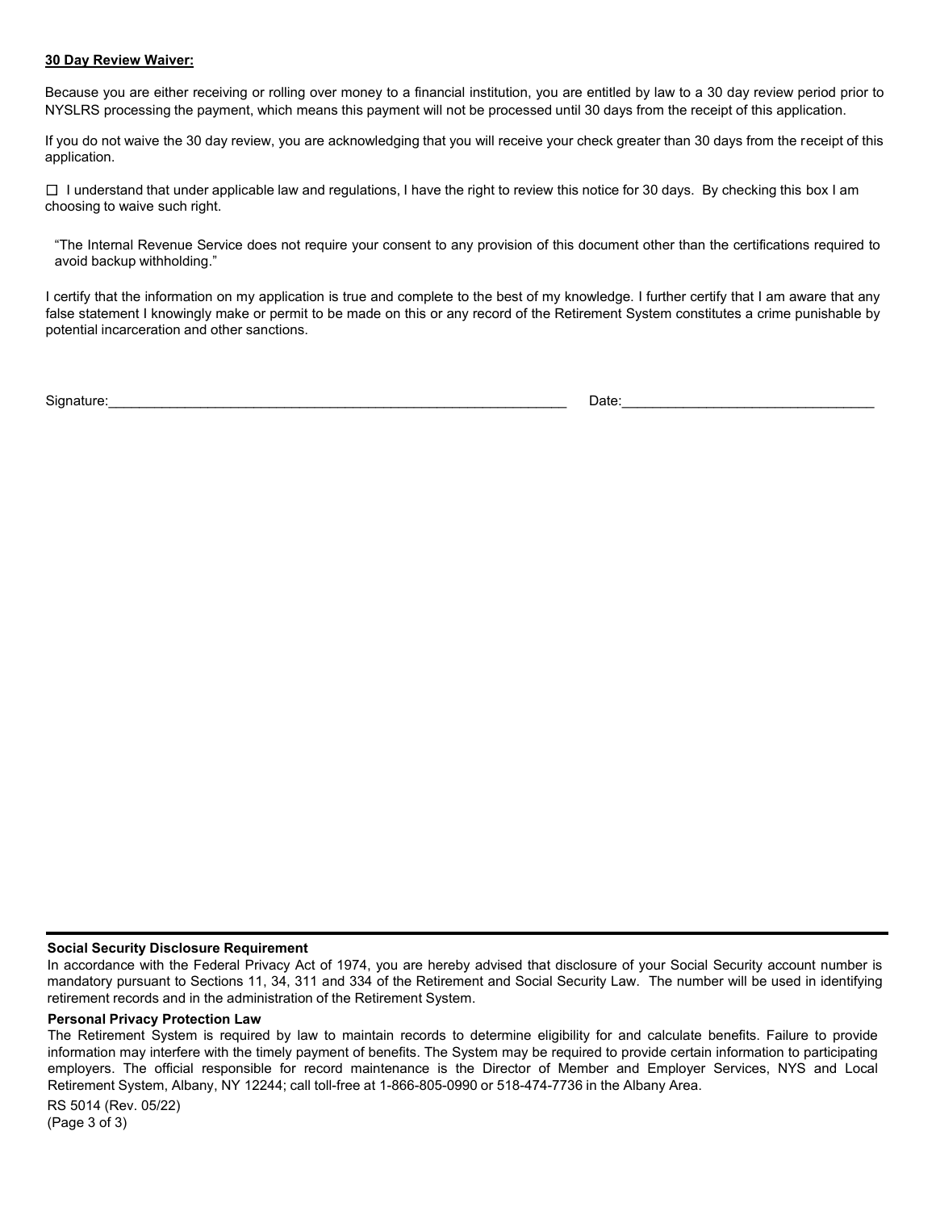**30 Day Review Waiver:**

Because you are either receiving or rolling over money to a financial institution, you are entitled by law to a 30 day review period prior to NYSLRS processing the payment, which means this payment will not be processed until 30 days from the receipt of this application.

If you do not waive the 30 day review, you are acknowledging that you will receive your check greater than 30 days from the receipt of this application.

☐ I understand that under applicable law and regulations, I have the right to review this notice for 30 days. By checking this box I am choosing to waive such right.

"The Internal Revenue Service does not require your consent to any provision of this document other than the certifications required to avoid backup withholding."

I certify that the information on my application is true and complete to the best of my knowledge. I further certify that I am aware that any false statement I knowingly make or permit to be made on this or any record of the Retirement System constitutes a crime punishable by potential incarceration and other sanctions.

Signature:_______________________________________________________________ Date:_________________________________

**Social Security Disclosure Requirement**

In accordance with the Federal Privacy Act of 1974, you are hereby advised that disclosure of your Social Security account number is mandatory pursuant to Sections 11, 34, 311 and 334 of the Retirement and Social Security Law. The number will be used in identifying retirement records and in the administration of the Retirement System.

**Personal Privacy Protection Law**

The Retirement System is required by law to maintain records to determine eligibility for and calculate benefits. Failure to provide information may interfere with the timely payment of benefits. The System may be required to provide certain information to participating employers. The official responsible for record maintenance is the Director of Member and Employer Services, NYS and Local Retirement System, Albany, NY 12244; call toll-free at 1-866-805-0990 or 518-474-7736 in the Albany Area.

RS 5014 (Rev. 05/22)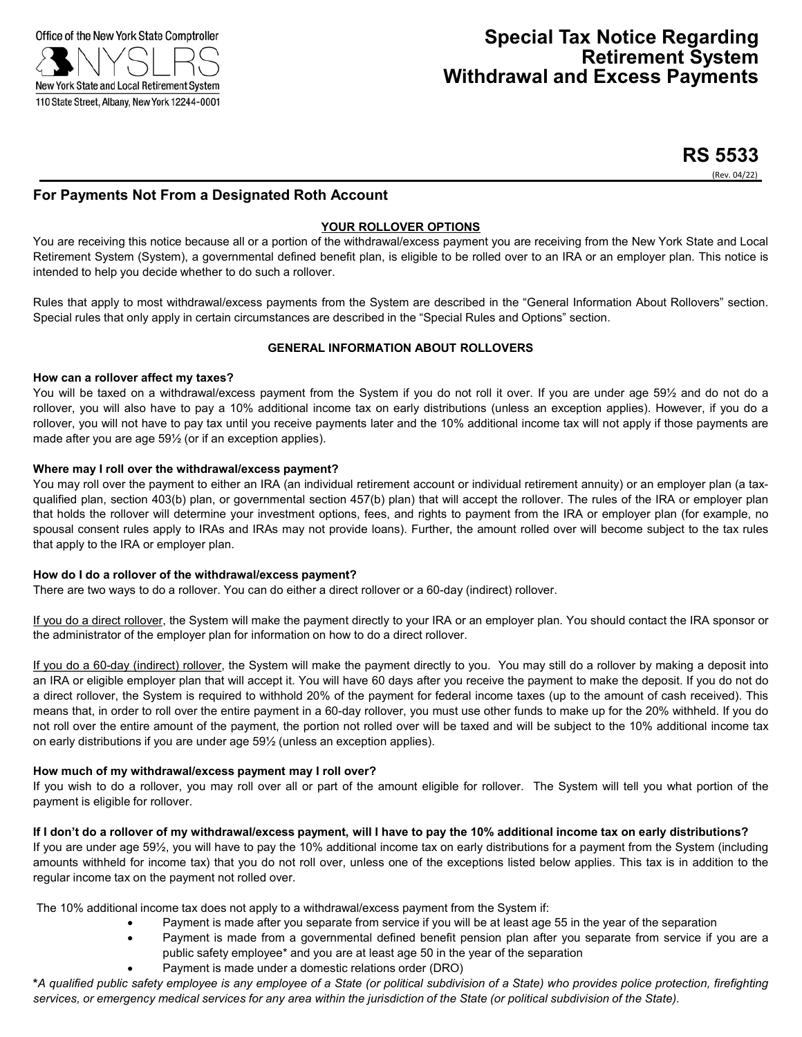Office of the New York State Comptroller

NYSLRS

New York State and Local Retirement System

110 State Street, Albany, New York 12244-0001

# Special Tax Notice Regarding Retirement System Withdrawal and Excess Payments

**RS 5533**

(Rev. 04/22)

## For Payments Not From a Designated Roth Account

### YOUR ROLLOVER OPTIONS

You are receiving this notice because all or a portion of the withdrawal/excess payment you are receiving from the New York State and Local Retirement System (System), a governmental defined benefit plan, is eligible to be rolled over to an IRA or an employer plan. This notice is intended to help you decide whether to do such a rollover.

Rules that apply to most withdrawal/excess payments from the System are described in the "General Information About Rollovers" section. Special rules that only apply in certain circumstances are described in the "Special Rules and Options" section.

### GENERAL INFORMATION ABOUT ROLLOVERS

**How can a rollover affect my taxes?**

You will be taxed on a withdrawal/excess payment from the System if you do not roll it over. If you are under age 59½ and do not do a rollover, you will also have to pay a 10% additional income tax on early distributions (unless an exception applies). However, if you do a rollover, you will not have to pay tax until you receive payments later and the 10% additional income tax will not apply if those payments are made after you are age 59½ (or if an exception applies).

**Where may I roll over the withdrawal/excess payment?**

You may roll over the payment to either an IRA (an individual retirement account or individual retirement annuity) or an employer plan (a tax-qualified plan, section 403(b) plan, or governmental section 457(b) plan) that will accept the rollover. The rules of the IRA or employer plan that holds the rollover will determine your investment options, fees, and rights to payment from the IRA or employer plan (for example, no spousal consent rules apply to IRAs and IRAs may not provide loans). Further, the amount rolled over will become subject to the tax rules that apply to the IRA or employer plan.

**How do I do a rollover of the withdrawal/excess payment?**

There are two ways to do a rollover. You can do either a direct rollover or a 60-day (indirect) rollover.

If you do a direct rollover, the System will make the payment directly to your IRA or an employer plan. You should contact the IRA sponsor or the administrator of the employer plan for information on how to do a direct rollover.

If you do a 60-day (indirect) rollover, the System will make the payment directly to you. You may still do a rollover by making a deposit into an IRA or eligible employer plan that will accept it. You will have 60 days after you receive the payment to make the deposit. If you do not do a direct rollover, the System is required to withhold 20% of the payment for federal income taxes (up to the amount of cash received). This means that, in order to roll over the entire payment in a 60-day rollover, you must use other funds to make up for the 20% withheld. If you do not roll over the entire amount of the payment, the portion not rolled over will be taxed and will be subject to the 10% additional income tax on early distributions if you are under age 59½ (unless an exception applies).

**How much of my withdrawal/excess payment may I roll over?**

If you wish to do a rollover, you may roll over all or part of the amount eligible for rollover. The System will tell you what portion of the payment is eligible for rollover.

**If I don't do a rollover of my withdrawal/excess payment, will I have to pay the 10% additional income tax on early distributions?**

If you are under age 59½, you will have to pay the 10% additional income tax on early distributions for a payment from the System (including amounts withheld for income tax) that you do not roll over, unless one of the exceptions listed below applies. This tax is in addition to the regular income tax on the payment not rolled over.

The 10% additional income tax does not apply to a withdrawal/excess payment from the System if:

- Payment is made after you separate from service if you will be at least age 55 in the year of the separation
- Payment is made from a governmental defined benefit pension plan after you separate from service if you are a public safety employee* and you are at least age 50 in the year of the separation
- Payment is made under a domestic relations order (DRO)

*\*A qualified public safety employee is any employee of a State (or political subdivision of a State) who provides police protection, firefighting services, or emergency medical services for any area within the jurisdiction of the State (or political subdivision of the State).*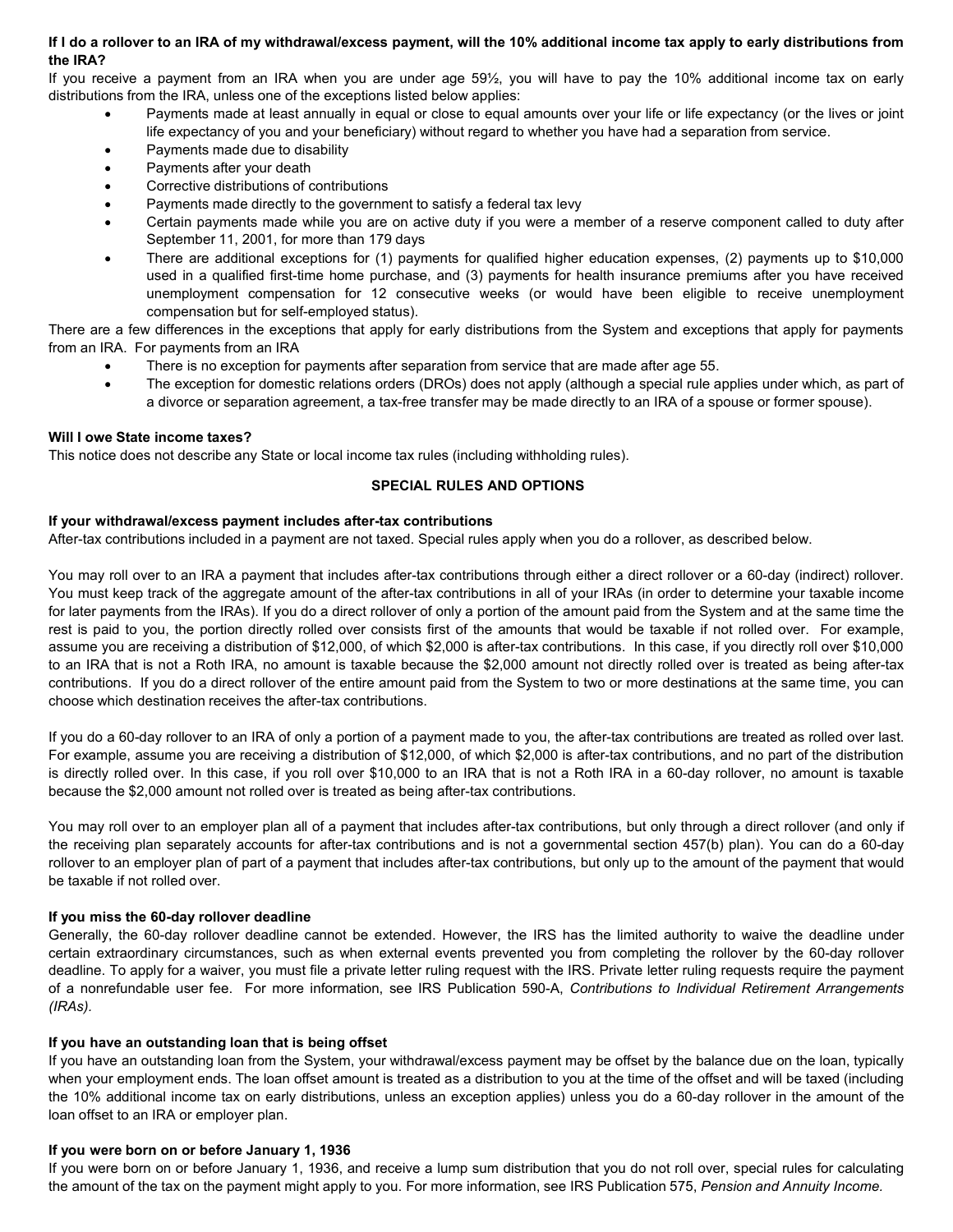**If I do a rollover to an IRA of my withdrawal/excess payment, will the 10% additional income tax apply to early distributions from the IRA?**

If you receive a payment from an IRA when you are under age 59½, you will have to pay the 10% additional income tax on early distributions from the IRA, unless one of the exceptions listed below applies:

- Payments made at least annually in equal or close to equal amounts over your life or life expectancy (or the lives or joint life expectancy of you and your beneficiary) without regard to whether you have had a separation from service.
- Payments made due to disability
- Payments after your death
- Corrective distributions of contributions
- Payments made directly to the government to satisfy a federal tax levy
- Certain payments made while you are on active duty if you were a member of a reserve component called to duty after September 11, 2001, for more than 179 days
- There are additional exceptions for (1) payments for qualified higher education expenses, (2) payments up to $10,000 used in a qualified first-time home purchase, and (3) payments for health insurance premiums after you have received unemployment compensation for 12 consecutive weeks (or would have been eligible to receive unemployment compensation but for self-employed status).

There are a few differences in the exceptions that apply for early distributions from the System and exceptions that apply for payments from an IRA. For payments from an IRA

- There is no exception for payments after separation from service that are made after age 55.
- The exception for domestic relations orders (DROs) does not apply (although a special rule applies under which, as part of a divorce or separation agreement, a tax-free transfer may be made directly to an IRA of a spouse or former spouse).

**Will I owe State income taxes?**

This notice does not describe any State or local income tax rules (including withholding rules).

## SPECIAL RULES AND OPTIONS

**If your withdrawal/excess payment includes after-tax contributions**

After-tax contributions included in a payment are not taxed. Special rules apply when you do a rollover, as described below.

You may roll over to an IRA a payment that includes after-tax contributions through either a direct rollover or a 60-day (indirect) rollover. You must keep track of the aggregate amount of the after-tax contributions in all of your IRAs (in order to determine your taxable income for later payments from the IRAs). If you do a direct rollover of only a portion of the amount paid from the System and at the same time the rest is paid to you, the portion directly rolled over consists first of the amounts that would be taxable if not rolled over. For example, assume you are receiving a distribution of $12,000, of which $2,000 is after-tax contributions. In this case, if you directly roll over $10,000 to an IRA that is not a Roth IRA, no amount is taxable because the $2,000 amount not directly rolled over is treated as being after-tax contributions. If you do a direct rollover of the entire amount paid from the System to two or more destinations at the same time, you can choose which destination receives the after-tax contributions.

If you do a 60-day rollover to an IRA of only a portion of a payment made to you, the after-tax contributions are treated as rolled over last. For example, assume you are receiving a distribution of $12,000, of which $2,000 is after-tax contributions, and no part of the distribution is directly rolled over. In this case, if you roll over $10,000 to an IRA that is not a Roth IRA in a 60-day rollover, no amount is taxable because the $2,000 amount not rolled over is treated as being after-tax contributions.

You may roll over to an employer plan all of a payment that includes after-tax contributions, but only through a direct rollover (and only if the receiving plan separately accounts for after-tax contributions and is not a governmental section 457(b) plan). You can do a 60-day rollover to an employer plan of part of a payment that includes after-tax contributions, but only up to the amount of the payment that would be taxable if not rolled over.

**If you miss the 60-day rollover deadline**

Generally, the 60-day rollover deadline cannot be extended. However, the IRS has the limited authority to waive the deadline under certain extraordinary circumstances, such as when external events prevented you from completing the rollover by the 60-day rollover deadline. To apply for a waiver, you must file a private letter ruling request with the IRS. Private letter ruling requests require the payment of a nonrefundable user fee. For more information, see IRS Publication 590-A, *Contributions to Individual Retirement Arrangements (IRAs).*

**If you have an outstanding loan that is being offset**

If you have an outstanding loan from the System, your withdrawal/excess payment may be offset by the balance due on the loan, typically when your employment ends. The loan offset amount is treated as a distribution to you at the time of the offset and will be taxed (including the 10% additional income tax on early distributions, unless an exception applies) unless you do a 60-day rollover in the amount of the loan offset to an IRA or employer plan.

**If you were born on or before January 1, 1936**

If you were born on or before January 1, 1936, and receive a lump sum distribution that you do not roll over, special rules for calculating the amount of the tax on the payment might apply to you. For more information, see IRS Publication 575, *Pension and Annuity Income.*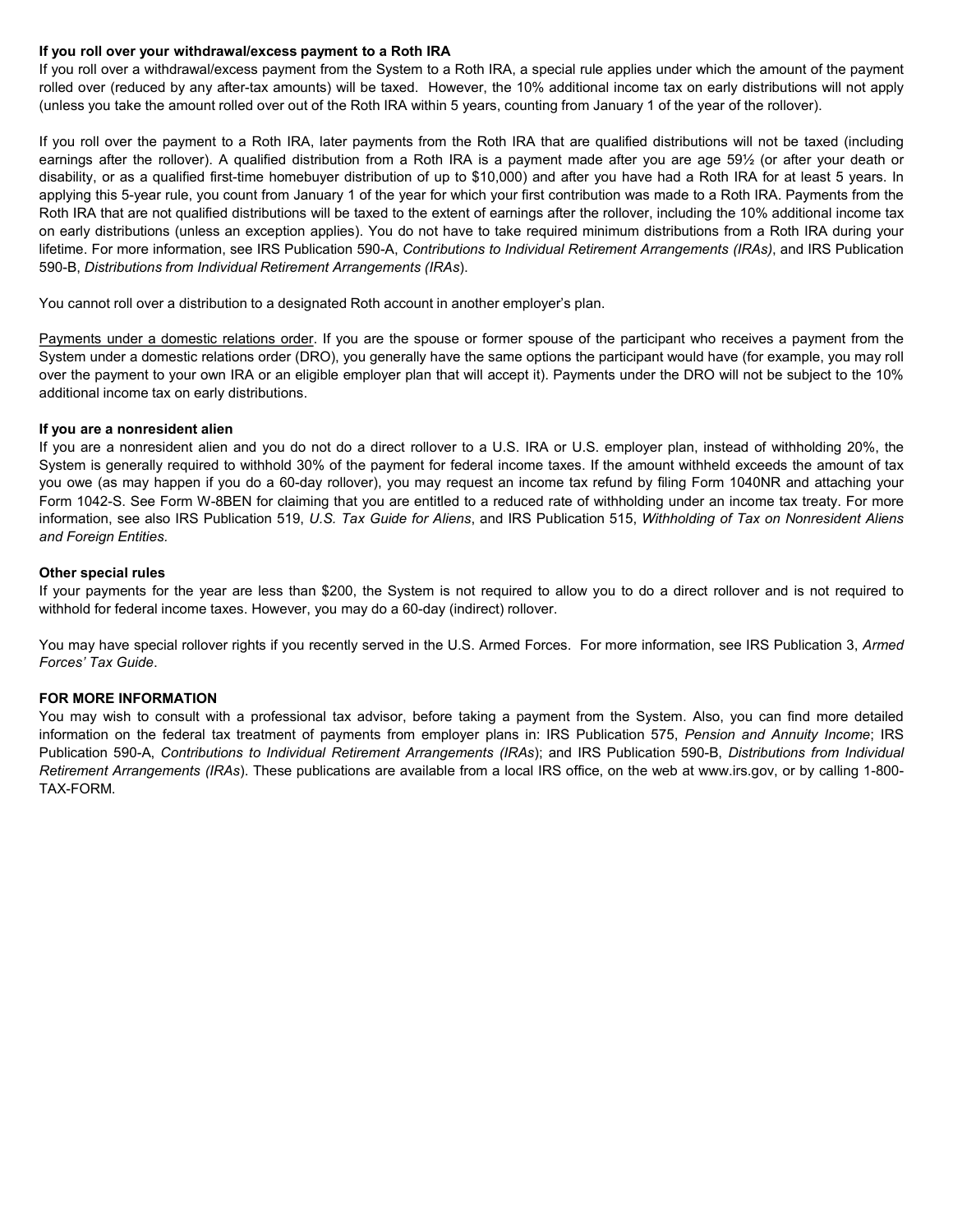**If you roll over your withdrawal/excess payment to a Roth IRA**

If you roll over a withdrawal/excess payment from the System to a Roth IRA, a special rule applies under which the amount of the payment rolled over (reduced by any after-tax amounts) will be taxed. However, the 10% additional income tax on early distributions will not apply (unless you take the amount rolled over out of the Roth IRA within 5 years, counting from January 1 of the year of the rollover).

If you roll over the payment to a Roth IRA, later payments from the Roth IRA that are qualified distributions will not be taxed (including earnings after the rollover). A qualified distribution from a Roth IRA is a payment made after you are age 59½ (or after your death or disability, or as a qualified first-time homebuyer distribution of up to $10,000) and after you have had a Roth IRA for at least 5 years. In applying this 5-year rule, you count from January 1 of the year for which your first contribution was made to a Roth IRA. Payments from the Roth IRA that are not qualified distributions will be taxed to the extent of earnings after the rollover, including the 10% additional income tax on early distributions (unless an exception applies). You do not have to take required minimum distributions from a Roth IRA during your lifetime. For more information, see IRS Publication 590-A, *Contributions to Individual Retirement Arrangements (IRAs)*, and IRS Publication 590-B, *Distributions from Individual Retirement Arrangements (IRAs*).

You cannot roll over a distribution to a designated Roth account in another employer's plan.

Payments under a domestic relations order. If you are the spouse or former spouse of the participant who receives a payment from the System under a domestic relations order (DRO), you generally have the same options the participant would have (for example, you may roll over the payment to your own IRA or an eligible employer plan that will accept it). Payments under the DRO will not be subject to the 10% additional income tax on early distributions.

**If you are a nonresident alien**

If you are a nonresident alien and you do not do a direct rollover to a U.S. IRA or U.S. employer plan, instead of withholding 20%, the System is generally required to withhold 30% of the payment for federal income taxes. If the amount withheld exceeds the amount of tax you owe (as may happen if you do a 60-day rollover), you may request an income tax refund by filing Form 1040NR and attaching your Form 1042-S. See Form W-8BEN for claiming that you are entitled to a reduced rate of withholding under an income tax treaty. For more information, see also IRS Publication 519, *U.S. Tax Guide for Aliens*, and IRS Publication 515, *Withholding of Tax on Nonresident Aliens and Foreign Entities.*

**Other special rules**

If your payments for the year are less than $200, the System is not required to allow you to do a direct rollover and is not required to withhold for federal income taxes. However, you may do a 60-day (indirect) rollover.

You may have special rollover rights if you recently served in the U.S. Armed Forces. For more information, see IRS Publication 3, *Armed Forces' Tax Guide*.

**FOR MORE INFORMATION**

You may wish to consult with a professional tax advisor, before taking a payment from the System. Also, you can find more detailed information on the federal tax treatment of payments from employer plans in: IRS Publication 575, *Pension and Annuity Income*; IRS Publication 590-A, *Contributions to Individual Retirement Arrangements (IRAs*); and IRS Publication 590-B, *Distributions from Individual Retirement Arrangements (IRAs*). These publications are available from a local IRS office, on the web at www.irs.gov, or by calling 1-800-TAX-FORM.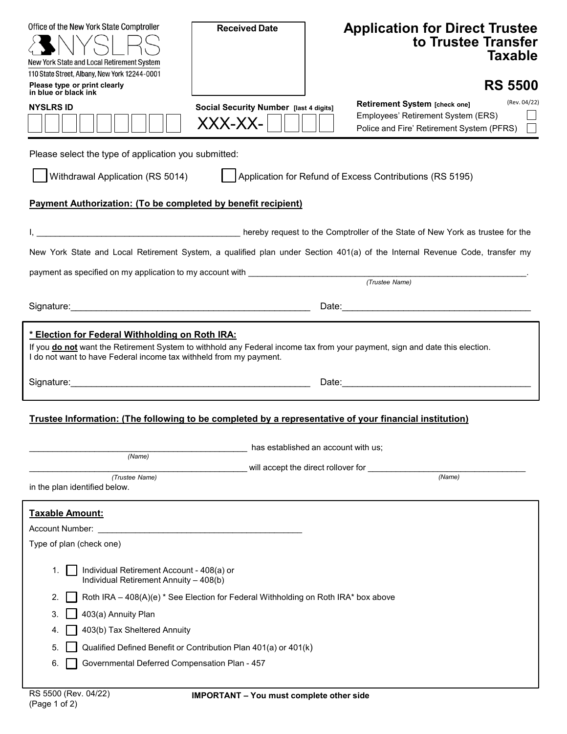Office of the New York State Comptroller

NYSLRS

New York State and Local Retirement System

110 State Street, Albany, New York 12244-0001

Please type or print clearly in blue or black ink

**Received Date**

# Application for Direct Trustee to Trustee Transfer Taxable

## RS 5500

(Rev. 04/22)

**NYSLRS ID** ☐☐☐☐☐☐☐☐☐☐☐☐

**Social Security Number [last 4 digits]** XXX-XX-☐☐☐☐

**Retirement System [check one]**

- Employees' Retirement System (ERS) ☐
- Police and Fire' Retirement System (PFRS) ☐

Please select the type of application you submitted:

☐ Withdrawal Application (RS 5014) ☐ Application for Refund of Excess Contributions (RS 5195)

**Payment Authorization: (To be completed by benefit recipient)**

I, ____________________________________________ hereby request to the Comptroller of the State of New York as trustee for the New York State and Local Retirement System, a qualified plan under Section 401(a) of the Internal Revenue Code, transfer my payment as specified on my application to my account with _______________________________________________________________.
*(Trustee Name)*

Signature:________________________________________________ Date:______________________________________

**\* Election for Federal Withholding on Roth IRA:**

If you **do not** want the Retirement System to withhold any Federal income tax from your payment, sign and date this election.
I do not want to have Federal income tax withheld from my payment.

Signature:________________________________________________ Date:______________________________________

**Trustee Information: (The following to be completed by a representative of your financial institution)**

_______________________________________________ has established an account with us;
*(Name)*

_______________________________________________ will accept the direct rollover for __________________________________
*(Trustee Name)* *(Name)*

in the plan identified below.

**Taxable Amount:**

Account Number: ____________________________________________

Type of plan (check one)

1. ☐ Individual Retirement Account - 408(a) or Individual Retirement Annuity – 408(b)
2. ☐ Roth IRA – 408(A)(e) * See Election for Federal Withholding on Roth IRA* box above
3. ☐ 403(a) Annuity Plan
4. ☐ 403(b) Tax Sheltered Annuity
5. ☐ Qualified Defined Benefit or Contribution Plan 401(a) or 401(k)
6. ☐ Governmental Deferred Compensation Plan - 457

RS 5500 (Rev. 04/22)
(Page 1 of 2)

**IMPORTANT – You must complete other side**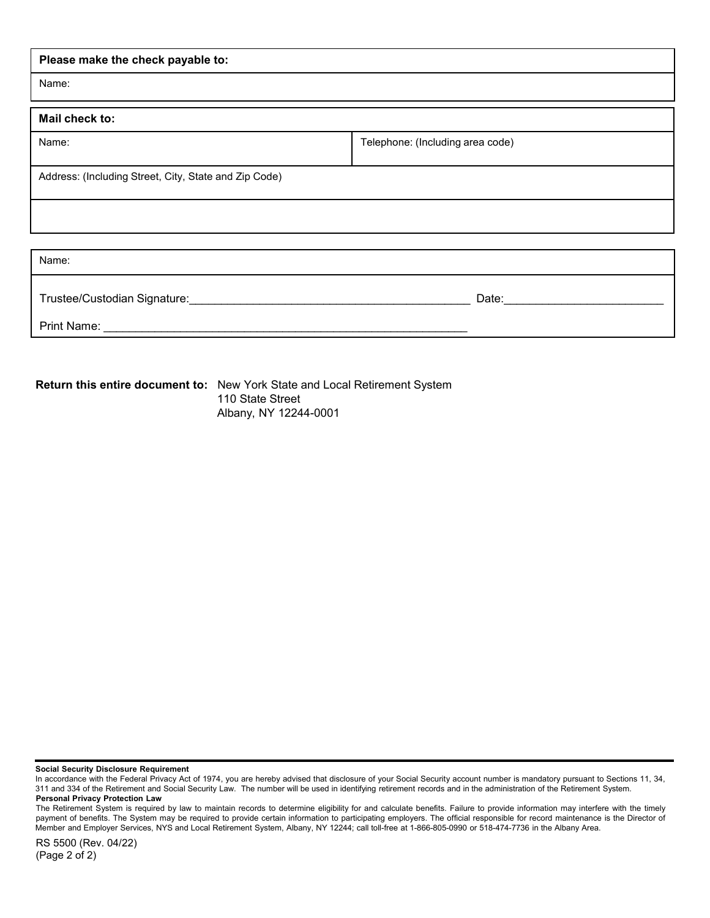| **Please make the check payable to:** |
|---|
| Name: |

| **Mail check to:** | |
|---|---|
| Name: | Telephone: (Including area code) |
| Address: (Including Street, City, State and Zip Code) | |
| | |

| Name: |
|---|
| Trustee/Custodian Signature:___________________________________________ Date:________________________ |
| Print Name: _______________________________________________________ |

**Return this entire document to:** New York State and Local Retirement System
110 State Street
Albany, NY 12244-0001

**Social Security Disclosure Requirement**
In accordance with the Federal Privacy Act of 1974, you are hereby advised that disclosure of your Social Security account number is mandatory pursuant to Sections 11, 34, 311 and 334 of the Retirement and Social Security Law. The number will be used in identifying retirement records and in the administration of the Retirement System.

**Personal Privacy Protection Law**
The Retirement System is required by law to maintain records to determine eligibility for and calculate benefits. Failure to provide information may interfere with the timely payment of benefits. The System may be required to provide certain information to participating employers. The official responsible for record maintenance is the Director of Member and Employer Services, NYS and Local Retirement System, Albany, NY 12244; call toll-free at 1-866-805-0990 or 518-474-7736 in the Albany Area.

RS 5500 (Rev. 04/22)